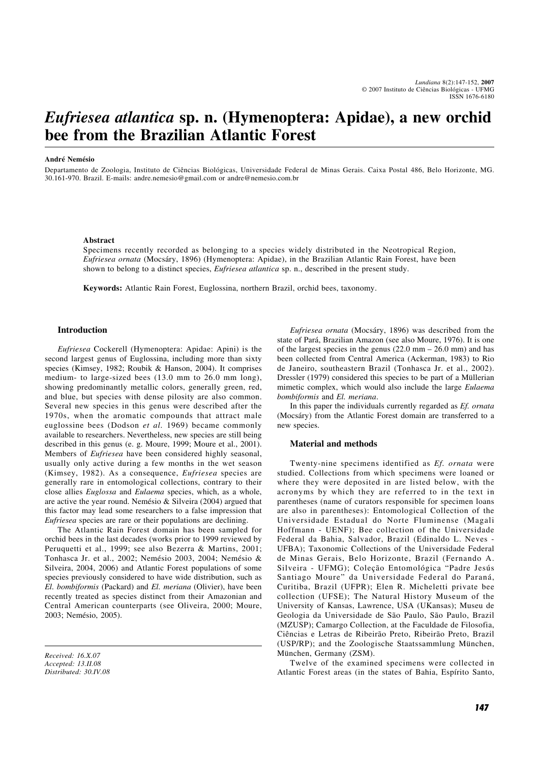# *Eufriesea atlantica* sp. n. (Hymenoptera: Apidae), a new orchid bee from the Brazilian Atlantic Forest

**André Nemésio**

Departamento de Zoologia, Instituto de Ciências Biológicas, Universidade Federal de Minas Gerais. Caixa Postal 486, Belo Horizonte, MG. 30.161-970. Brazil. E-mails: andre.nemesio@gmail.com or andre@nemesio.com.br

### Abstract

Specimens recently recorded as belonging to a species widely distributed in the Neotropical Region, *Eufriesea ornata* (Mocsáry, 1896) (Hymenoptera: Apidae), in the Brazilian Atlantic Rain Forest, have been shown to belong to a distinct species, *Eufriesea atlantica* sp. n., described in the present study.

**Keywords:** Atlantic Rain Forest, Euglossina, northern Brazil, orchid bees, taxonomy.

## Introduction

*Eufriesea* Cockerell (Hymenoptera: Apidae: Apini) is the second largest genus of Euglossina, including more than sixty species (Kimsey, 1982; Roubik & Hanson, 2004). It comprises medium- to large-sized bees (13.0 mm to 26.0 mm long), showing predominantly metallic colors, generally green, red, and blue, but species with dense pilosity are also common. Several new species in this genus were described after the 1970s, when the aromatic compounds that attract male euglossine bees (Dodson *et al*. 1969) became commonly available to researchers. Nevertheless, new species are still being described in this genus (e. g. Moure, 1999; Moure et al., 2001). Members of *Eufriesea* have been considered highly seasonal, usually only active during a few months in the wet season (Kimsey, 1982). As a consequence, *Eufriesea* species are generally rare in entomological collections, contrary to their close allies *Euglossa* and *Eulaema* species, which, as a whole, are active the year round. Nemésio & Silveira (2004) argued that this factor may lead some researchers to a false impression that *Eufriesea* species are rare or their populations are declining.

The Atlantic Rain Forest domain has been sampled for orchid bees in the last decades (works prior to 1999 reviewed by Peruquetti et al., 1999; see also Bezerra & Martins, 2001; Tonhasca Jr. et al., 2002; Nemésio 2003, 2004; Nemésio & Silveira, 2004, 2006) and Atlantic Forest populations of some species previously considered to have wide distribution, such as *El. bombiformis* (Packard) and *El. meriana* (Olivier), have been recently treated as species distinct from their Amazonian and Central American counterparts (see Oliveira, 2000; Moure, 2003; Nemésio, 2005).

*Received: 16.X.07*
*Accepted: 13.II.08*
*Distributed: 30.IV.08*

*Eufriesea ornata* (Mocsáry, 1896) was described from the state of Pará, Brazilian Amazon (see also Moure, 1976). It is one of the largest species in the genus (22.0 mm – 26.0 mm) and has been collected from Central America (Ackerman, 1983) to Rio de Janeiro, southeastern Brazil (Tonhasca Jr. et al., 2002). Dressler (1979) considered this species to be part of a Müllerian mimetic complex, which would also include the large *Eulaema bombiformis* and *El. meriana*.

In this paper the individuals currently regarded as *Ef. ornata* (Mocsáry) from the Atlantic Forest domain are transferred to a new species.

## Material and methods

Twenty-nine specimens identified as *Ef. ornata* were studied. Collections from which specimens were loaned or where they were deposited in are listed below, with the acronyms by which they are referred to in the text in parentheses (name of curators responsible for specimen loans are also in parentheses): Entomological Collection of the Universidade Estadual do Norte Fluminense (Magali Hoffmann - UENF); Bee collection of the Universidade Federal da Bahia, Salvador, Brazil (Edinaldo L. Neves - UFBA); Taxonomic Collections of the Universidade Federal de Minas Gerais, Belo Horizonte, Brazil (Fernando A. Silveira - UFMG); Coleção Entomológica "Padre Jesús Santiago Moure" da Universidade Federal do Paraná, Curitiba, Brazil (UFPR); Elen R. Micheletti private bee collection (UFSE); The Natural History Museum of the University of Kansas, Lawrence, USA (UKansas); Museu de Geologia da Universidade de São Paulo, São Paulo, Brazil (MZUSP); Camargo Collection, at the Faculdade de Filosofia, Ciências e Letras de Ribeirão Preto, Ribeirão Preto, Brazil (USP/RP); and the Zoologische Staatssammlung München, München, Germany (ZSM).

Twelve of the examined specimens were collected in Atlantic Forest areas (in the states of Bahia, Espírito Santo,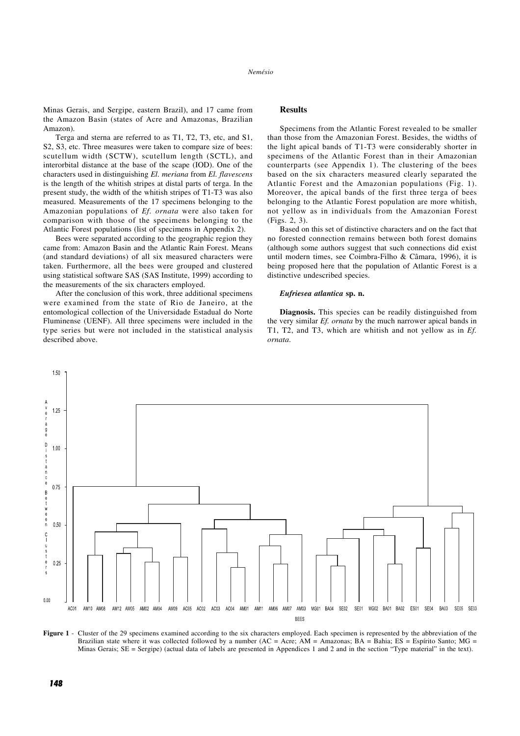Minas Gerais, and Sergipe, eastern Brazil), and 17 came from the Amazon Basin (states of Acre and Amazonas, Brazilian Amazon).

Terga and sterna are referred to as T1, T2, T3, etc, and S1, S2, S3, etc. Three measures were taken to compare size of bees: scutellum width (SCTW), scutellum length (SCTL), and interorbital distance at the base of the scape (IOD). One of the characters used in distinguishing *El. meriana* from *El. flavescens* is the length of the whitish stripes at distal parts of terga. In the present study, the width of the whitish stripes of T1-T3 was also measured. Measurements of the 17 specimens belonging to the Amazonian populations of *Ef. ornata* were also taken for comparison with those of the specimens belonging to the Atlantic Forest populations (list of specimens in Appendix 2).

Bees were separated according to the geographic region they came from: Amazon Basin and the Atlantic Rain Forest. Means (and standard deviations) of all six measured characters were taken. Furthermore, all the bees were grouped and clustered using statistical software SAS (SAS Institute, 1999) according to the measurements of the six characters employed.

After the conclusion of this work, three additional specimens were examined from the state of Rio de Janeiro, at the entomological collection of the Universidade Estadual do Norte Fluminense (UENF). All three specimens were included in the type series but were not included in the statistical analysis described above.

## Results

Specimens from the Atlantic Forest revealed to be smaller than those from the Amazonian Forest. Besides, the widths of the light apical bands of T1-T3 were considerably shorter in specimens of the Atlantic Forest than in their Amazonian counterparts (see Appendix 1). The clustering of the bees based on the six characters measured clearly separated the Atlantic Forest and the Amazonian populations (Fig. 1). Moreover, the apical bands of the first three terga of bees belonging to the Atlantic Forest population are more whitish, not yellow as in individuals from the Amazonian Forest (Figs. 2, 3).

Based on this set of distinctive characters and on the fact that no forested connection remains between both forest domains (although some authors suggest that such connections did exist until modern times, see Coimbra-Filho & Câmara, 1996), it is being proposed here that the population of Atlantic Forest is a distinctive undescribed species.

### *Eufriesea atlantica* sp. n.

**Diagnosis.** This species can be readily distinguished from the very similar *Ef. ornata* by the much narrower apical bands in T1, T2, and T3, which are whitish and not yellow as in *Ef. ornata*.

**Figure 1** - Cluster of the 29 specimens examined according to the six characters employed. Each specimen is represented by the abbreviation of the Brazilian state where it was collected followed by a number (AC = Acre; AM = Amazonas; BA = Bahia; ES = Espírito Santo; MG = Minas Gerais; SE = Sergipe) (actual data of labels are presented in Appendices 1 and 2 and in the section "Type material" in the text).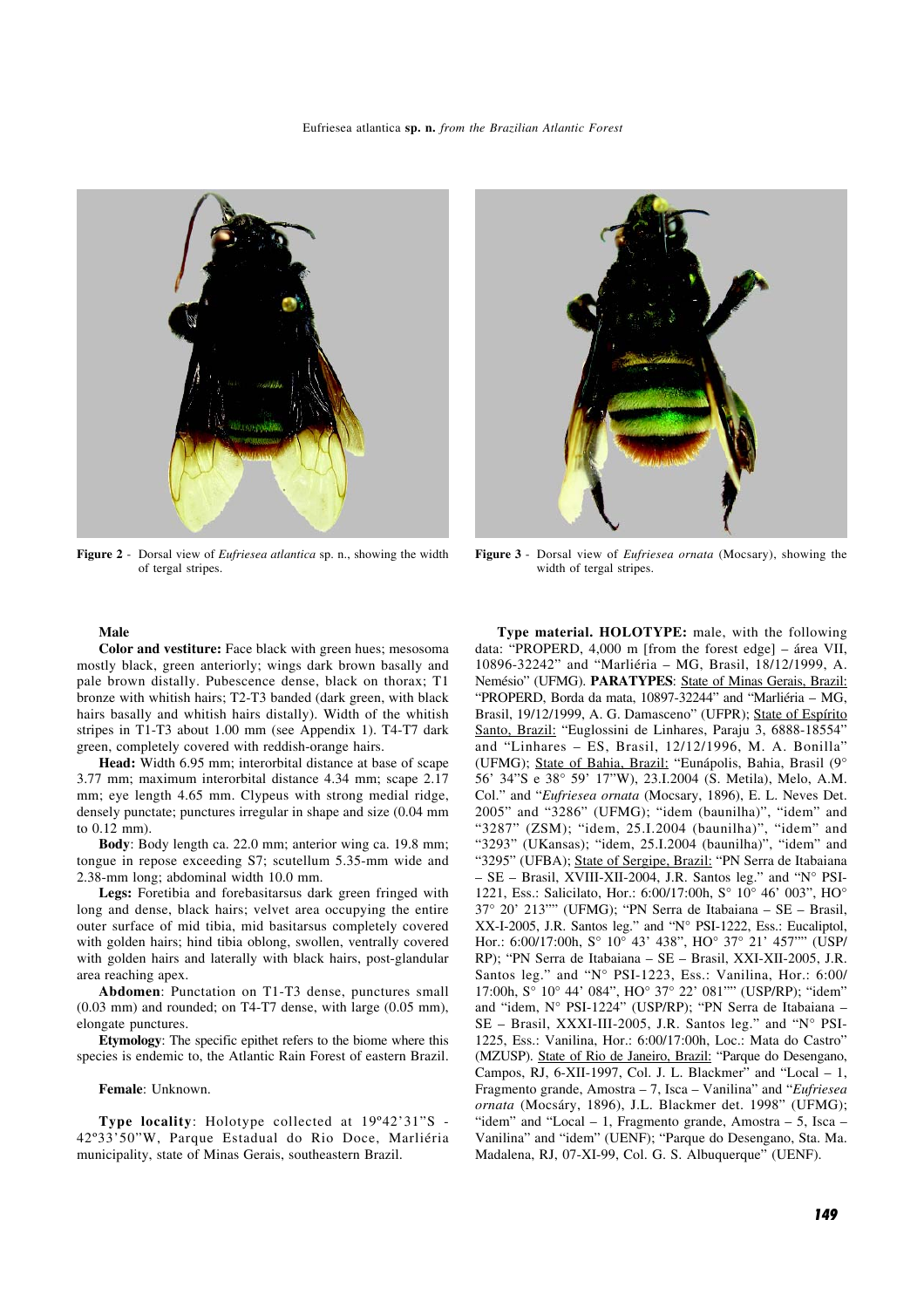Figure 2 - Dorsal view of *Eufriesea atlantica* sp. n., showing the width of tergal stripes.

Figure 3 - Dorsal view of *Eufriesea ornata* (Mocsary), showing the width of tergal stripes.

**Male**

**Color and vestiture:** Face black with green hues; mesosoma mostly black, green anteriorly; wings dark brown basally and pale brown distally. Pubescence dense, black on thorax; T1 bronze with whitish hairs; T2-T3 banded (dark green, with black hairs basally and whitish hairs distally). Width of the whitish stripes in T1-T3 about 1.00 mm (see Appendix 1). T4-T7 dark green, completely covered with reddish-orange hairs.

**Head:** Width 6.95 mm; interorbital distance at base of scape 3.77 mm; maximum interorbital distance 4.34 mm; scape 2.17 mm; eye length 4.65 mm. Clypeus with strong medial ridge, densely punctate; punctures irregular in shape and size (0.04 mm to 0.12 mm).

**Body**: Body length ca. 22.0 mm; anterior wing ca. 19.8 mm; tongue in repose exceeding S7; scutellum 5.35-mm wide and 2.38-mm long; abdominal width 10.0 mm.

**Legs:** Foretibia and forebasitarsus dark green fringed with long and dense, black hairs; velvet area occupying the entire outer surface of mid tibia, mid basitarsus completely covered with golden hairs; hind tibia oblong, swollen, ventrally covered with golden hairs and laterally with black hairs, post-glandular area reaching apex.

**Abdomen**: Punctation on T1-T3 dense, punctures small (0.03 mm) and rounded; on T4-T7 dense, with large (0.05 mm), elongate punctures.

**Etymology**: The specific epithet refers to the biome where this species is endemic to, the Atlantic Rain Forest of eastern Brazil.

**Female**: Unknown.

**Type locality**: Holotype collected at 19º42'31"S - 42º33'50"W, Parque Estadual do Rio Doce, Marliéria municipality, state of Minas Gerais, southeastern Brazil.

**Type material. HOLOTYPE:** male, with the following data: "PROPERD, 4,000 m [from the forest edge] – área VII, 10896-32242" and "Marliéria – MG, Brasil, 18/12/1999, A. Nemésio" (UFMG). **PARATYPES**: State of Minas Gerais, Brazil: "PROPERD, Borda da mata, 10897-32244" and "Marliéria – MG, Brasil, 19/12/1999, A. G. Damasceno" (UFPR); State of Espírito Santo, Brazil: "Euglossini de Linhares, Paraju 3, 6888-18554" and "Linhares – ES, Brasil, 12/12/1996, M. A. Bonilla" (UFMG); State of Bahia, Brazil: "Eunápolis, Bahia, Brasil (9° 56' 34"S e 38° 59' 17"W), 23.I.2004 (S. Metila), Melo, A.M. Col." and "*Eufriesea ornata* (Mocsary, 1896), E. L. Neves Det. 2005" and "3286" (UFMG); "idem (baunilha)", "idem" and "3287" (ZSM); "idem, 25.I.2004 (baunilha)", "idem" and "3293" (UKansas); "idem, 25.I.2004 (baunilha)", "idem" and "3295" (UFBA); State of Sergipe, Brazil: "PN Serra de Itabaiana – SE – Brasil, XVIII-XII-2004, J.R. Santos leg." and "N° PSI-1221, Ess.: Salicilato, Hor.: 6:00/17:00h, S° 10° 46' 003", HO° 37° 20' 213"" (UFMG); "PN Serra de Itabaiana – SE – Brasil, XX-I-2005, J.R. Santos leg." and "N° PSI-1222, Ess.: Eucaliptol, Hor.: 6:00/17:00h, S° 10° 43' 438", HO° 37° 21' 457"" (USP/RP); "PN Serra de Itabaiana – SE – Brasil, XXI-XII-2005, J.R. Santos leg." and "N° PSI-1223, Ess.: Vanilina, Hor.: 6:00/17:00h, S° 10° 44' 084", HO° 37° 22' 081"" (USP/RP); "idem" and "idem, N° PSI-1224" (USP/RP); "PN Serra de Itabaiana – SE – Brasil, XXXI-III-2005, J.R. Santos leg." and "N° PSI-1225, Ess.: Vanilina, Hor.: 6:00/17:00h, Loc.: Mata do Castro" (MZUSP). State of Rio de Janeiro, Brazil: "Parque do Desengano, Campos, RJ, 6-XII-1997, Col. J. L. Blackmer" and "Local – 1, Fragmento grande, Amostra – 7, Isca – Vanilina" and "*Eufriesea ornata* (Mocsáry, 1896), J.L. Blackmer det. 1998" (UFMG); "idem" and "Local – 1, Fragmento grande, Amostra – 5, Isca – Vanilina" and "idem" (UENF); "Parque do Desengano, Sta. Ma. Madalena, RJ, 07-XI-99, Col. G. S. Albuquerque" (UENF).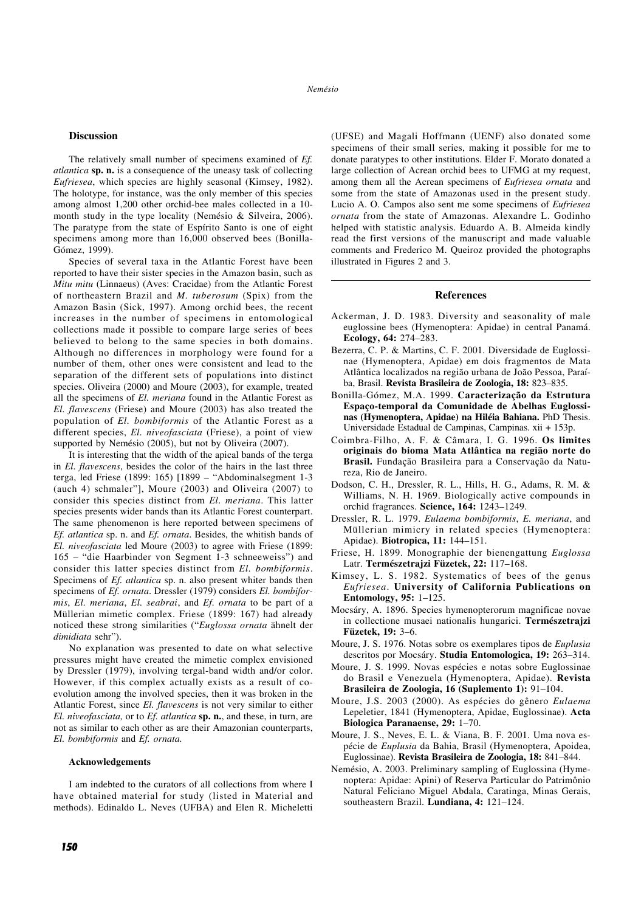## Discussion

The relatively small number of specimens examined of *Ef. atlantica* **sp. n.** is a consequence of the uneasy task of collecting *Eufriesea*, which species are highly seasonal (Kimsey, 1982). The holotype, for instance, was the only member of this species among almost 1,200 other orchid-bee males collected in a 10-month study in the type locality (Nemésio & Silveira, 2006). The paratype from the state of Espírito Santo is one of eight specimens among more than 16,000 observed bees (Bonilla-Gómez, 1999).

Species of several taxa in the Atlantic Forest have been reported to have their sister species in the Amazon basin, such as *Mitu mitu* (Linnaeus) (Aves: Cracidae) from the Atlantic Forest of northeastern Brazil and *M. tuberosum* (Spix) from the Amazon Basin (Sick, 1997). Among orchid bees, the recent increases in the number of specimens in entomological collections made it possible to compare large series of bees believed to belong to the same species in both domains. Although no differences in morphology were found for a number of them, other ones were consistent and lead to the separation of the different sets of populations into distinct species. Oliveira (2000) and Moure (2003), for example, treated all the specimens of *El. meriana* found in the Atlantic Forest as *El. flavescens* (Friese) and Moure (2003) has also treated the population of *El. bombiformis* of the Atlantic Forest as a different species, *El. niveofasciata* (Friese), a point of view supported by Nemésio (2005), but not by Oliveira (2007).

It is interesting that the width of the apical bands of the terga in *El. flavescens*, besides the color of the hairs in the last three terga, led Friese (1899: 165) [1899 – "Abdominalsegment 1-3 (auch 4) schmaler"], Moure (2003) and Oliveira (2007) to consider this species distinct from *El. meriana*. This latter species presents wider bands than its Atlantic Forest counterpart. The same phenomenon is here reported between specimens of *Ef. atlantica* sp. n. and *Ef. ornata*. Besides, the whitish bands of *El. niveofasciata* led Moure (2003) to agree with Friese (1899: 165 – "die Haarbinder von Segment 1-3 schneeweiss") and consider this latter species distinct from *El. bombiformis*. Specimens of *Ef. atlantica* sp. n. also present whiter bands then specimens of *Ef. ornata*. Dressler (1979) considers *El. bombiformis*, *El. meriana*, *El. seabrai*, and *Ef. ornata* to be part of a Müllerian mimetic complex. Friese (1899: 167) had already noticed these strong similarities ("*Euglossa ornata* ähnelt der *dimidiata* sehr").

No explanation was presented to date on what selective pressures might have created the mimetic complex envisioned by Dressler (1979), involving tergal-band width and/or color. However, if this complex actually exists as a result of coevolution among the involved species, then it was broken in the Atlantic Forest, since *El. flavescens* is not very similar to either *El. niveofasciata,* or to *Ef. atlantica* **sp. n.**, and these, in turn, are not as similar to each other as are their Amazonian counterparts, *El. bombiformis* and *Ef. ornata.*

### Acknowledgements

I am indebted to the curators of all collections from where I have obtained material for study (listed in Material and methods). Edinaldo L. Neves (UFBA) and Elen R. Micheletti (UFSE) and Magali Hoffmann (UENF) also donated some specimens of their small series, making it possible for me to donate paratypes to other institutions. Elder F. Morato donated a large collection of Acrean orchid bees to UFMG at my request, among them all the Acrean specimens of *Eufriesea ornata* and some from the state of Amazonas used in the present study. Lucio A. O. Campos also sent me some specimens of *Eufriesea ornata* from the state of Amazonas. Alexandre L. Godinho helped with statistic analysis. Eduardo A. B. Almeida kindly read the first versions of the manuscript and made valuable comments and Frederico M. Queiroz provided the photographs illustrated in Figures 2 and 3.

## References

Ackerman, J. D. 1983. Diversity and seasonality of male euglossine bees (Hymenoptera: Apidae) in central Panamá. **Ecology, 64:** 274–283.

Bezerra, C. P. & Martins, C. F. 2001. Diversidade de Euglossinae (Hymenoptera, Apidae) em dois fragmentos de Mata Atlântica localizados na região urbana de João Pessoa, Paraíba, Brasil. **Revista Brasileira de Zoologia, 18:** 823–835.

Bonilla-Gómez, M.A. 1999. **Caracterização da Estrutura Espaço-temporal da Comunidade de Abelhas Euglossinas (Hymenoptera, Apidae) na Hiléia Bahiana.** PhD Thesis. Universidade Estadual de Campinas, Campinas. xii + 153p.

Coimbra-Filho, A. F. & Câmara, I. G. 1996. **Os limites originais do bioma Mata Atlântica na região norte do Brasil.** Fundação Brasileira para a Conservação da Natureza, Rio de Janeiro.

Dodson, C. H., Dressler, R. L., Hills, H. G., Adams, R. M. & Williams, N. H. 1969. Biologically active compounds in orchid fragrances. **Science, 164:** 1243–1249.

Dressler, R. L. 1979. *Eulaema bombiformis*, *E. meriana*, and Müllerian mimicry in related species (Hymenoptera: Apidae). **Biotropica, 11:** 144–151.

Friese, H. 1899. Monographie der bienengattung *Euglossa* Latr. **Természetrajzi Füzetek, 22:** 117–168.

Kimsey, L. S. 1982. Systematics of bees of the genus *Eufriesea*. **University of California Publications on Entomology, 95:** 1–125.

Mocsáry, A. 1896. Species hymenopterorum magnificae novae in collectione musaei nationalis hungarici. **Természetrajzi Füzetek, 19:** 3–6.

Moure, J. S. 1976. Notas sobre os exemplares tipos de *Euplusia* descritos por Mocsáry. **Studia Entomologica, 19:** 263–314.

Moure, J. S. 1999. Novas espécies e notas sobre Euglossinae do Brasil e Venezuela (Hymenoptera, Apidae). **Revista Brasileira de Zoologia, 16 (Suplemento 1):** 91–104.

Moure, J.S. 2003 (2000). As espécies do gênero *Eulaema* Lepeletier, 1841 (Hymenoptera, Apidae, Euglossinae). **Acta Biologica Paranaense, 29:** 1–70.

Moure, J. S., Neves, E. L. & Viana, B. F. 2001. Uma nova espécie de *Euplusia* da Bahia, Brasil (Hymenoptera, Apoidea, Euglossinae). **Revista Brasileira de Zoologia, 18:** 841–844.

Nemésio, A. 2003. Preliminary sampling of Euglossina (Hymenoptera: Apidae: Apini) of Reserva Particular do Patrimônio Natural Feliciano Miguel Abdala, Caratinga, Minas Gerais, southeastern Brazil. **Lundiana, 4:** 121–124.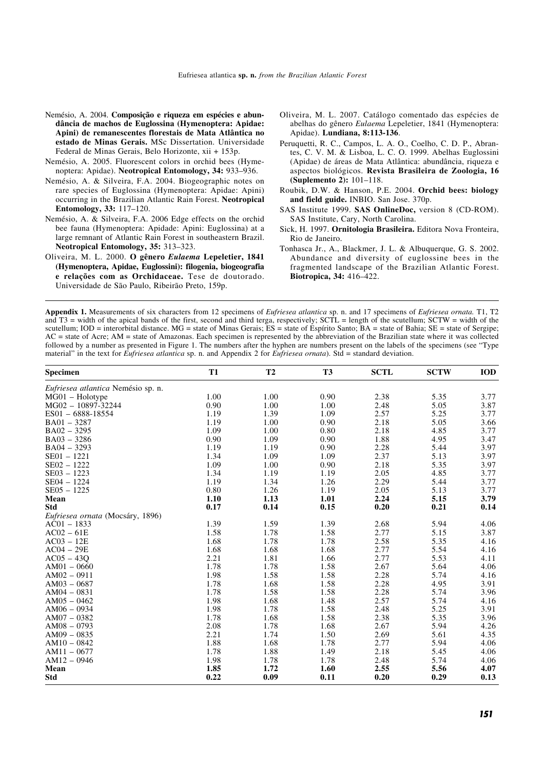Nemésio, A. 2004. **Composição e riqueza em espécies e abundância de machos de Euglossina (Hymenoptera: Apidae: Apini) de remanescentes florestais de Mata Atlântica no estado de Minas Gerais.** MSc Dissertation. Universidade Federal de Minas Gerais, Belo Horizonte, xii + 153p.

Nemésio, A. 2005. Fluorescent colors in orchid bees (Hymenoptera: Apidae). **Neotropical Entomology, 34:** 933–936.

Nemésio, A. & Silveira, F.A. 2004. Biogeographic notes on rare species of Euglossina (Hymenoptera: Apidae: Apini) occurring in the Brazilian Atlantic Rain Forest. **Neotropical Entomology, 33:** 117–120.

Nemésio, A. & Silveira, F.A. 2006 Edge effects on the orchid bee fauna (Hymenoptera: Apidade: Apini: Euglossina) at a large remnant of Atlantic Rain Forest in southeastern Brazil. **Neotropical Entomology, 35:** 313–323.

Oliveira, M. L. 2000. **O gênero *Eulaema* Lepeletier, 1841 (Hymenoptera, Apidae, Euglossini): filogenia, biogeografia e relações com as Orchidaceae.** Tese de doutorado. Universidade de São Paulo, Ribeirão Preto, 159p.

Oliveira, M. L. 2007. Catálogo comentado das espécies de abelhas do gênero *Eulaema* Lepeletier, 1841 (Hymenoptera: Apidae). **Lundiana, 8:113-136**.

Peruquetti, R. C., Campos, L. A. O., Coelho, C. D. P., Abrantes, C. V. M. & Lisboa, L. C. O. 1999. Abelhas Euglossini (Apidae) de áreas de Mata Atlântica: abundância, riqueza e aspectos biológicos. **Revista Brasileira de Zoologia, 16 (Suplemento 2):** 101–118.

Roubik, D.W. & Hanson, P.E. 2004. **Orchid bees: biology and field guide.** INBIO. San Jose. 370p.

SAS Institute 1999. **SAS OnlineDoc,** version 8 (CD-ROM). SAS Institute, Cary, North Carolina.

Sick, H. 1997. **Ornitologia Brasileira.** Editora Nova Fronteira, Rio de Janeiro.

Tonhasca Jr., A., Blackmer, J. L. & Albuquerque, G. S. 2002. Abundance and diversity of euglossine bees in the fragmented landscape of the Brazilian Atlantic Forest. **Biotropica, 34:** 416–422.

**Appendix 1.** Measurements of six characters from 12 specimens of *Eufriesea atlantica* sp. n. and 17 specimens of *Eufriesea ornata.* T1, T2 and T3 = width of the apical bands of the first, second and third terga, respectively; SCTL = length of the scutellum; SCTW = width of the scutellum; IOD = interorbital distance. MG = state of Minas Gerais; ES = state of Espírito Santo; BA = state of Bahia; SE = state of Sergipe; AC = state of Acre; AM = state of Amazonas. Each specimen is represented by the abbreviation of the Brazilian state where it was collected followed by a number as presented in Figure 1. The numbers after the hyphen are numbers present on the labels of the specimens (see "Type material" in the text for *Eufriesea atlantica* sp. n. and Appendix 2 for *Eufriesea ornata*). Std = standard deviation.

| Specimen | T1 | T2 | T3 | SCTL | SCTW | IOD |
|---|---|---|---|---|---|---|
| *Eufriesea atlantica* Nemésio sp. n. | | | | | | |
| MG01 – Holotype | 1.00 | 1.00 | 0.90 | 2.38 | 5.35 | 3.77 |
| MG02 – 10897-32244 | 0.90 | 1.00 | 1.00 | 2.48 | 5.05 | 3.87 |
| ES01 – 6888-18554 | 1.19 | 1.39 | 1.09 | 2.57 | 5.25 | 3.77 |
| BA01 – 3287 | 1.19 | 1.00 | 0.90 | 2.18 | 5.05 | 3.66 |
| BA02 – 3295 | 1.09 | 1.00 | 0.80 | 2.18 | 4.85 | 3.77 |
| BA03 – 3286 | 0.90 | 1.09 | 0.90 | 1.88 | 4.95 | 3.47 |
| BA04 – 3293 | 1.19 | 1.19 | 0.90 | 2.28 | 5.44 | 3.97 |
| SE01 – 1221 | 1.34 | 1.09 | 1.09 | 2.37 | 5.13 | 3.97 |
| SE02 – 1222 | 1.09 | 1.00 | 0.90 | 2.18 | 5.35 | 3.97 |
| SE03 – 1223 | 1.34 | 1.19 | 1.19 | 2.05 | 4.85 | 3.77 |
| SE04 – 1224 | 1.19 | 1.34 | 1.26 | 2.29 | 5.44 | 3.77 |
| SE05 – 1225 | 0.80 | 1.26 | 1.19 | 2.05 | 5.13 | 3.77 |
| **Mean** | **1.10** | **1.13** | **1.01** | **2.24** | **5.15** | **3.79** |
| **Std** | **0.17** | **0.14** | **0.15** | **0.20** | **0.21** | **0.14** |
| *Eufriesea ornata* (Mocsáry, 1896) | | | | | | |
| AC01 – 1833 | 1.39 | 1.59 | 1.39 | 2.68 | 5.94 | 4.06 |
| AC02 – 61E | 1.58 | 1.78 | 1.58 | 2.77 | 5.15 | 3.87 |
| AC03 – 12E | 1.68 | 1.78 | 1.78 | 2.58 | 5.35 | 4.16 |
| AC04 – 29E | 1.68 | 1.68 | 1.68 | 2.77 | 5.54 | 4.16 |
| AC05 – 43Q | 2.21 | 1.81 | 1.66 | 2.77 | 5.53 | 4.11 |
| AM01 – 0660 | 1.78 | 1.78 | 1.58 | 2.67 | 5.64 | 4.06 |
| AM02 – 0911 | 1.98 | 1.58 | 1.58 | 2.28 | 5.74 | 4.16 |
| AM03 – 0687 | 1.78 | 1.68 | 1.58 | 2.28 | 4.95 | 3.91 |
| AM04 – 0831 | 1.78 | 1.58 | 1.58 | 2.28 | 5.74 | 3.96 |
| AM05 – 0462 | 1.98 | 1.68 | 1.48 | 2.57 | 5.74 | 4.16 |
| AM06 – 0934 | 1.98 | 1.78 | 1.58 | 2.48 | 5.25 | 3.91 |
| AM07 – 0382 | 1.78 | 1.68 | 1.58 | 2.38 | 5.35 | 3.96 |
| AM08 – 0793 | 2.08 | 1.78 | 1.68 | 2.67 | 5.94 | 4.26 |
| AM09 – 0835 | 2.21 | 1.74 | 1.50 | 2.69 | 5.61 | 4.35 |
| AM10 – 0842 | 1.88 | 1.68 | 1.78 | 2.77 | 5.94 | 4.06 |
| AM11 – 0677 | 1.78 | 1.88 | 1.49 | 2.18 | 5.45 | 4.06 |
| AM12 – 0946 | 1.98 | 1.78 | 1.78 | 2.48 | 5.74 | 4.06 |
| **Mean** | **1.85** | **1.72** | **1.60** | **2.55** | **5.56** | **4.07** |
| **Std** | **0.22** | **0.09** | **0.11** | **0.20** | **0.29** | **0.13** |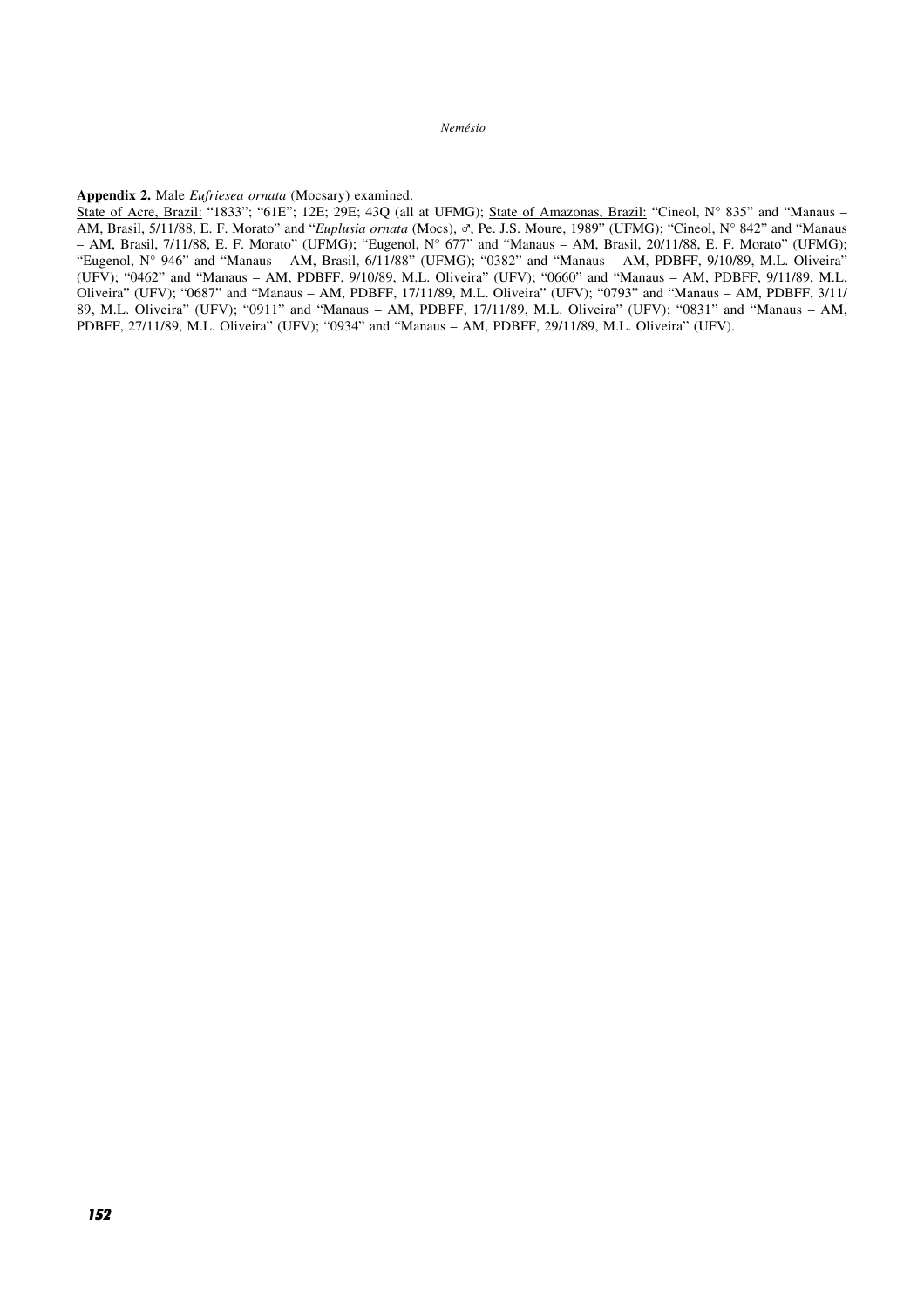**Appendix 2.** Male *Eufriesea ornata* (Mocsary) examined.

State of Acre, Brazil: "1833"; "61E"; 12E; 29E; 43Q (all at UFMG); State of Amazonas, Brazil: "Cineol, N° 835" and "Manaus – AM, Brasil, 5/11/88, E. F. Morato" and "*Euplusia ornata* (Mocs), ♂, Pe. J.S. Moure, 1989" (UFMG); "Cineol, N° 842" and "Manaus – AM, Brasil, 7/11/88, E. F. Morato" (UFMG); "Eugenol, N° 677" and "Manaus – AM, Brasil, 20/11/88, E. F. Morato" (UFMG); "Eugenol, N° 946" and "Manaus – AM, Brasil, 6/11/88" (UFMG); "0382" and "Manaus – AM, PDBFF, 9/10/89, M.L. Oliveira" (UFV); "0462" and "Manaus – AM, PDBFF, 9/10/89, M.L. Oliveira" (UFV); "0660" and "Manaus – AM, PDBFF, 9/11/89, M.L. Oliveira" (UFV); "0687" and "Manaus – AM, PDBFF, 17/11/89, M.L. Oliveira" (UFV); "0793" and "Manaus – AM, PDBFF, 3/11/89, M.L. Oliveira" (UFV); "0911" and "Manaus – AM, PDBFF, 17/11/89, M.L. Oliveira" (UFV); "0831" and "Manaus – AM, PDBFF, 27/11/89, M.L. Oliveira" (UFV); "0934" and "Manaus – AM, PDBFF, 29/11/89, M.L. Oliveira" (UFV).